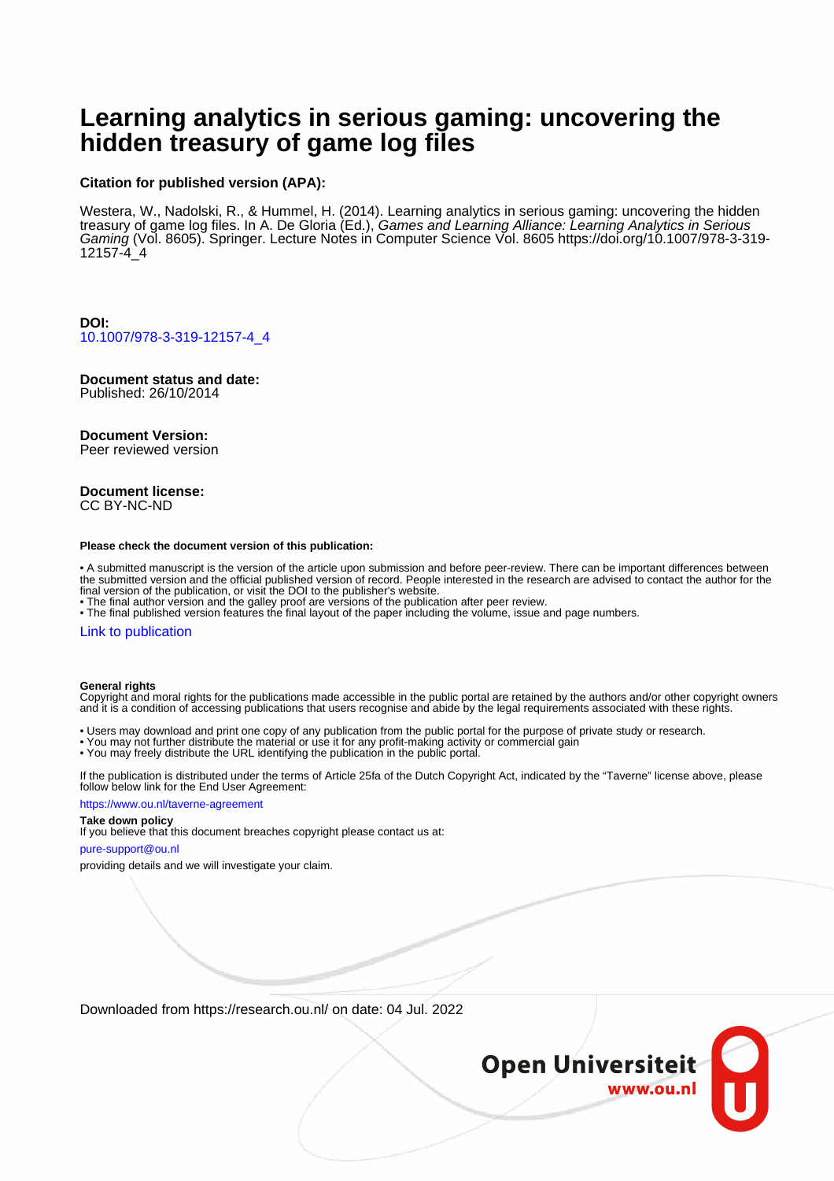# Learning analytics in serious gaming: uncovering the hidden treasury of game log files

**Citation for published version (APA):**

Westera, W., Nadolski, R., & Hummel, H. (2014). Learning analytics in serious gaming: uncovering the hidden treasury of game log files. In A. De Gloria (Ed.), *Games and Learning Alliance: Learning Analytics in Serious Gaming* (Vol. 8605). Springer. Lecture Notes in Computer Science Vol. 8605 https://doi.org/10.1007/978-3-319-12157-4_4

**DOI:**
10.1007/978-3-319-12157-4_4

**Document status and date:**
Published: 26/10/2014

**Document Version:**
Peer reviewed version

**Document license:**
CC BY-NC-ND

**Please check the document version of this publication:**

- A submitted manuscript is the version of the article upon submission and before peer-review. There can be important differences between the submitted version and the official published version of record. People interested in the research are advised to contact the author for the final version of the publication, or visit the DOI to the publisher's website.
- The final author version and the galley proof are versions of the publication after peer review.
- The final published version features the final layout of the paper including the volume, issue and page numbers.

Link to publication

**General rights**
Copyright and moral rights for the publications made accessible in the public portal are retained by the authors and/or other copyright owners and it is a condition of accessing publications that users recognise and abide by the legal requirements associated with these rights.

- Users may download and print one copy of any publication from the public portal for the purpose of private study or research.
- You may not further distribute the material or use it for any profit-making activity or commercial gain
- You may freely distribute the URL identifying the publication in the public portal.

If the publication is distributed under the terms of Article 25fa of the Dutch Copyright Act, indicated by the "Taverne" license above, please follow below link for the End User Agreement:

https://www.ou.nl/taverne-agreement

**Take down policy**
If you believe that this document breaches copyright please contact us at:

pure-support@ou.nl

providing details and we will investigate your claim.

Downloaded from https://research.ou.nl/ on date: 04 Jul. 2022

Open Universiteit
www.ou.nl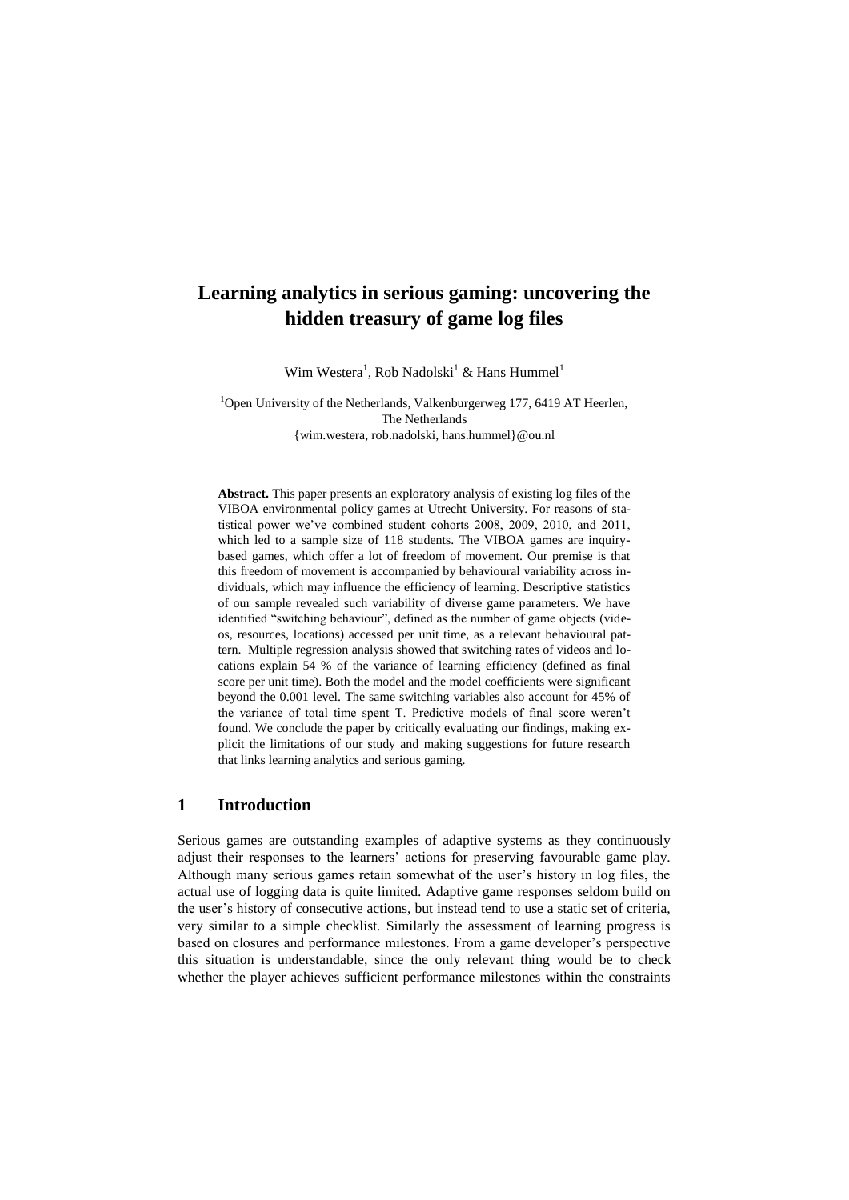# Learning analytics in serious gaming: uncovering the hidden treasury of game log files

Wim Westera[1], Rob Nadolski[1] & Hans Hummel[1]

[1]Open University of the Netherlands, Valkenburgerweg 177, 6419 AT Heerlen, The Netherlands
{wim.westera, rob.nadolski, hans.hummel}@ou.nl

**Abstract.** This paper presents an exploratory analysis of existing log files of the VIBOA environmental policy games at Utrecht University. For reasons of statistical power we've combined student cohorts 2008, 2009, 2010, and 2011, which led to a sample size of 118 students. The VIBOA games are inquiry-based games, which offer a lot of freedom of movement. Our premise is that this freedom of movement is accompanied by behavioural variability across individuals, which may influence the efficiency of learning. Descriptive statistics of our sample revealed such variability of diverse game parameters. We have identified "switching behaviour", defined as the number of game objects (videos, resources, locations) accessed per unit time, as a relevant behavioural pattern. Multiple regression analysis showed that switching rates of videos and locations explain 54 % of the variance of learning efficiency (defined as final score per unit time). Both the model and the model coefficients were significant beyond the 0.001 level. The same switching variables also account for 45% of the variance of total time spent T. Predictive models of final score weren't found. We conclude the paper by critically evaluating our findings, making explicit the limitations of our study and making suggestions for future research that links learning analytics and serious gaming.

## 1 Introduction

Serious games are outstanding examples of adaptive systems as they continuously adjust their responses to the learners' actions for preserving favourable game play. Although many serious games retain somewhat of the user's history in log files, the actual use of logging data is quite limited. Adaptive game responses seldom build on the user's history of consecutive actions, but instead tend to use a static set of criteria, very similar to a simple checklist. Similarly the assessment of learning progress is based on closures and performance milestones. From a game developer's perspective this situation is understandable, since the only relevant thing would be to check whether the player achieves sufficient performance milestones within the constraints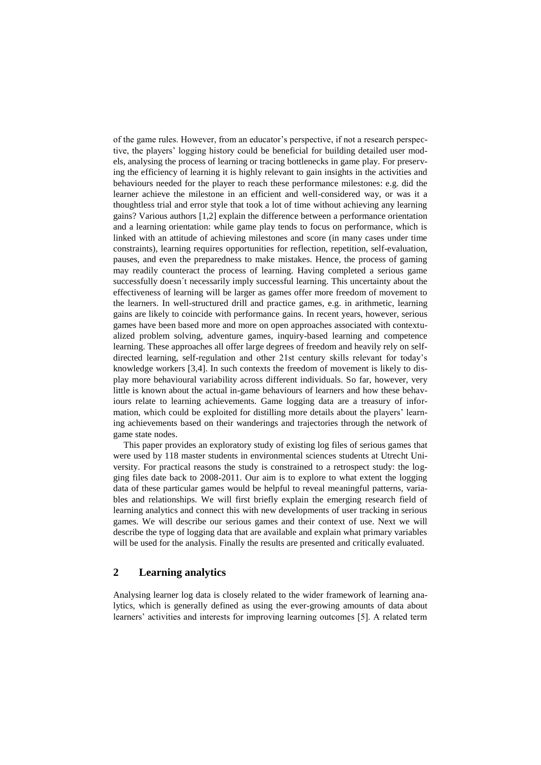of the game rules. However, from an educator's perspective, if not a research perspective, the players' logging history could be beneficial for building detailed user models, analysing the process of learning or tracing bottlenecks in game play. For preserving the efficiency of learning it is highly relevant to gain insights in the activities and behaviours needed for the player to reach these performance milestones: e.g. did the learner achieve the milestone in an efficient and well-considered way, or was it a thoughtless trial and error style that took a lot of time without achieving any learning gains? Various authors [1,2] explain the difference between a performance orientation and a learning orientation: while game play tends to focus on performance, which is linked with an attitude of achieving milestones and score (in many cases under time constraints), learning requires opportunities for reflection, repetition, self-evaluation, pauses, and even the preparedness to make mistakes. Hence, the process of gaming may readily counteract the process of learning. Having completed a serious game successfully doesn´t necessarily imply successful learning. This uncertainty about the effectiveness of learning will be larger as games offer more freedom of movement to the learners. In well-structured drill and practice games, e.g. in arithmetic, learning gains are likely to coincide with performance gains. In recent years, however, serious games have been based more and more on open approaches associated with contextualized problem solving, adventure games, inquiry-based learning and competence learning. These approaches all offer large degrees of freedom and heavily rely on self-directed learning, self-regulation and other 21st century skills relevant for today's knowledge workers [3,4]. In such contexts the freedom of movement is likely to display more behavioural variability across different individuals. So far, however, very little is known about the actual in-game behaviours of learners and how these behaviours relate to learning achievements. Game logging data are a treasury of information, which could be exploited for distilling more details about the players' learning achievements based on their wanderings and trajectories through the network of game state nodes.

This paper provides an exploratory study of existing log files of serious games that were used by 118 master students in environmental sciences students at Utrecht University. For practical reasons the study is constrained to a retrospect study: the logging files date back to 2008-2011. Our aim is to explore to what extent the logging data of these particular games would be helpful to reveal meaningful patterns, variables and relationships. We will first briefly explain the emerging research field of learning analytics and connect this with new developments of user tracking in serious games. We will describe our serious games and their context of use. Next we will describe the type of logging data that are available and explain what primary variables will be used for the analysis. Finally the results are presented and critically evaluated.

## 2 Learning analytics

Analysing learner log data is closely related to the wider framework of learning analytics, which is generally defined as using the ever-growing amounts of data about learners' activities and interests for improving learning outcomes [5]. A related term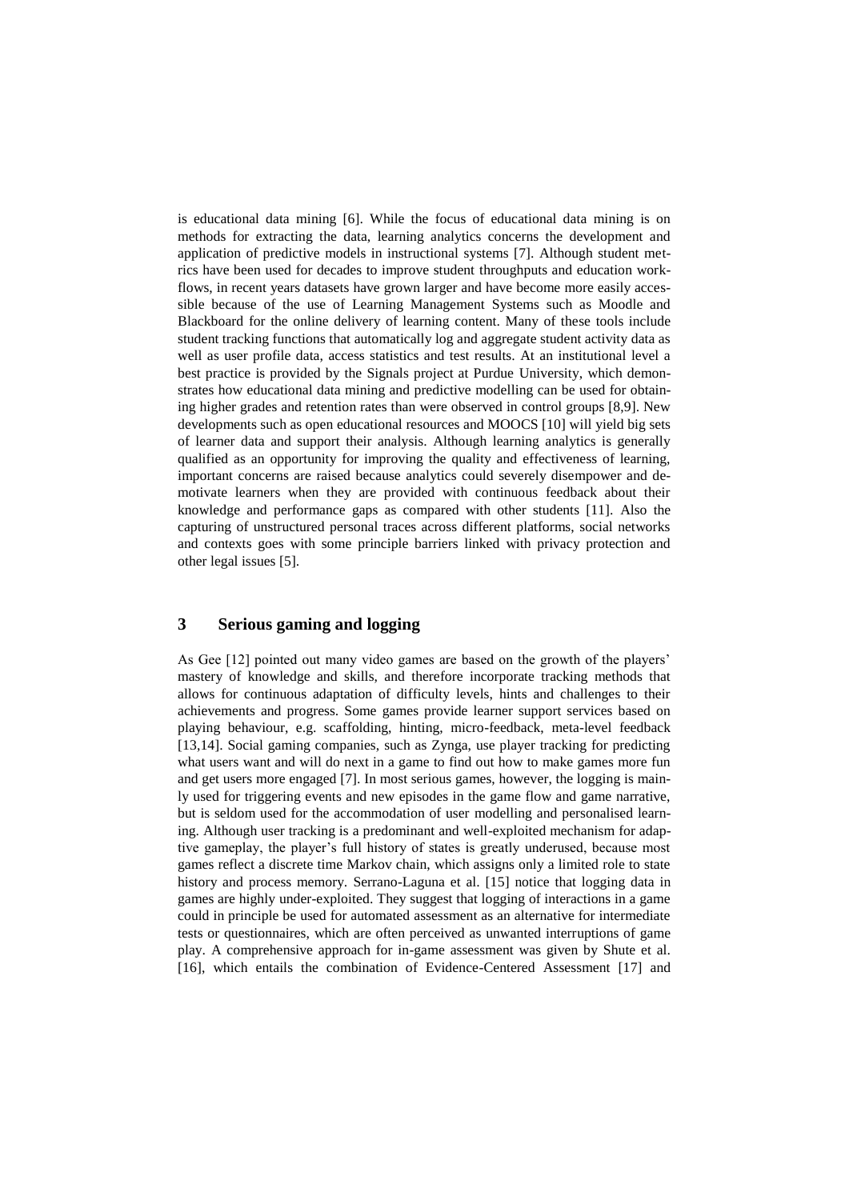is educational data mining [6]. While the focus of educational data mining is on methods for extracting the data, learning analytics concerns the development and application of predictive models in instructional systems [7]. Although student metrics have been used for decades to improve student throughputs and education workflows, in recent years datasets have grown larger and have become more easily accessible because of the use of Learning Management Systems such as Moodle and Blackboard for the online delivery of learning content. Many of these tools include student tracking functions that automatically log and aggregate student activity data as well as user profile data, access statistics and test results. At an institutional level a best practice is provided by the Signals project at Purdue University, which demonstrates how educational data mining and predictive modelling can be used for obtaining higher grades and retention rates than were observed in control groups [8,9]. New developments such as open educational resources and MOOCS [10] will yield big sets of learner data and support their analysis. Although learning analytics is generally qualified as an opportunity for improving the quality and effectiveness of learning, important concerns are raised because analytics could severely disempower and demotivate learners when they are provided with continuous feedback about their knowledge and performance gaps as compared with other students [11]. Also the capturing of unstructured personal traces across different platforms, social networks and contexts goes with some principle barriers linked with privacy protection and other legal issues [5].

## 3 Serious gaming and logging

As Gee [12] pointed out many video games are based on the growth of the players' mastery of knowledge and skills, and therefore incorporate tracking methods that allows for continuous adaptation of difficulty levels, hints and challenges to their achievements and progress. Some games provide learner support services based on playing behaviour, e.g. scaffolding, hinting, micro-feedback, meta-level feedback [13,14]. Social gaming companies, such as Zynga, use player tracking for predicting what users want and will do next in a game to find out how to make games more fun and get users more engaged [7]. In most serious games, however, the logging is mainly used for triggering events and new episodes in the game flow and game narrative, but is seldom used for the accommodation of user modelling and personalised learning. Although user tracking is a predominant and well-exploited mechanism for adaptive gameplay, the player's full history of states is greatly underused, because most games reflect a discrete time Markov chain, which assigns only a limited role to state history and process memory. Serrano-Laguna et al. [15] notice that logging data in games are highly under-exploited. They suggest that logging of interactions in a game could in principle be used for automated assessment as an alternative for intermediate tests or questionnaires, which are often perceived as unwanted interruptions of game play. A comprehensive approach for in-game assessment was given by Shute et al. [16], which entails the combination of Evidence-Centered Assessment [17] and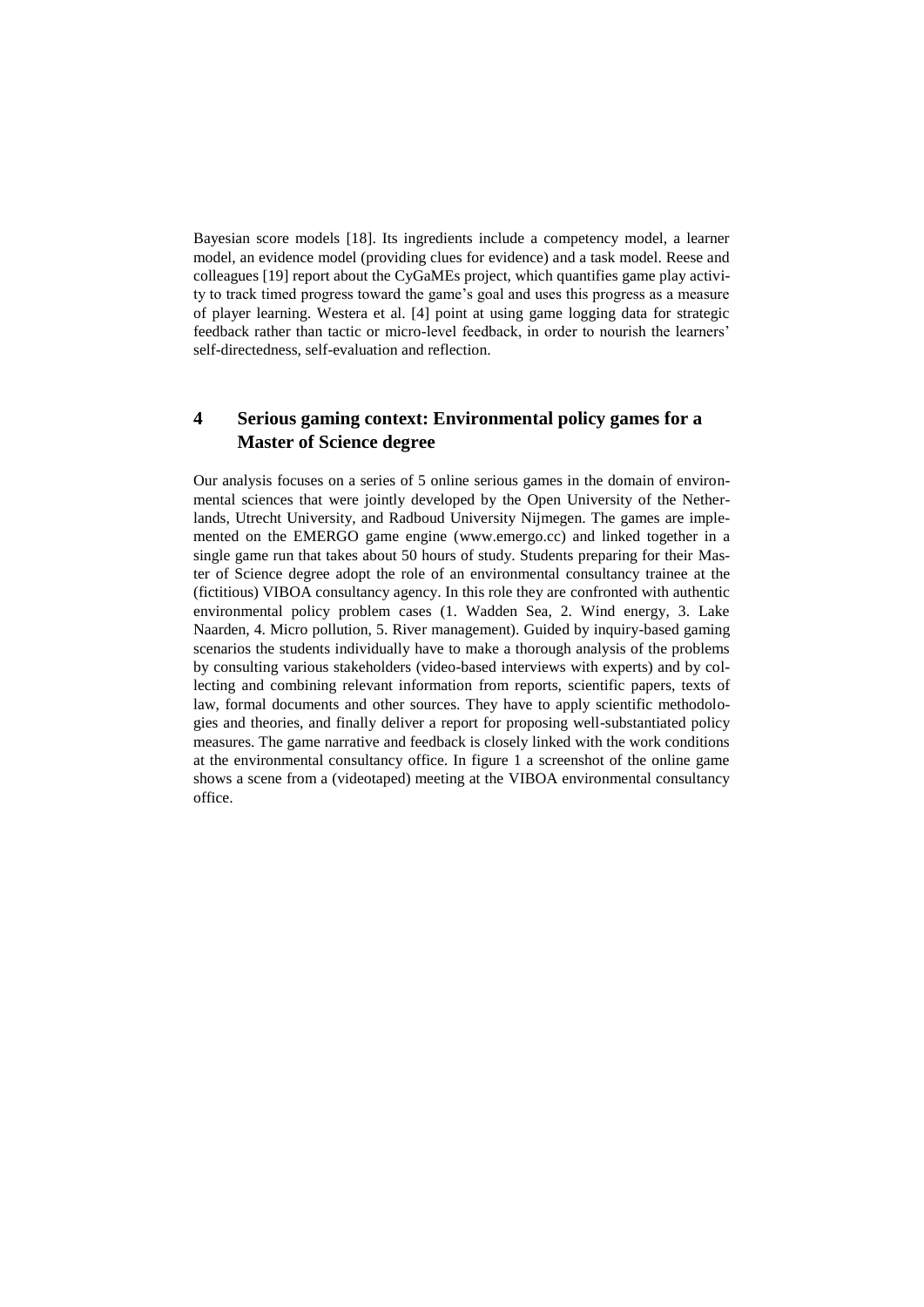Bayesian score models [18]. Its ingredients include a competency model, a learner model, an evidence model (providing clues for evidence) and a task model. Reese and colleagues [19] report about the CyGaMEs project, which quantifies game play activity to track timed progress toward the game's goal and uses this progress as a measure of player learning. Westera et al. [4] point at using game logging data for strategic feedback rather than tactic or micro-level feedback, in order to nourish the learners' self-directedness, self-evaluation and reflection.

## 4 Serious gaming context: Environmental policy games for a Master of Science degree

Our analysis focuses on a series of 5 online serious games in the domain of environmental sciences that were jointly developed by the Open University of the Netherlands, Utrecht University, and Radboud University Nijmegen. The games are implemented on the EMERGO game engine (www.emergo.cc) and linked together in a single game run that takes about 50 hours of study. Students preparing for their Master of Science degree adopt the role of an environmental consultancy trainee at the (fictitious) VIBOA consultancy agency. In this role they are confronted with authentic environmental policy problem cases (1. Wadden Sea, 2. Wind energy, 3. Lake Naarden, 4. Micro pollution, 5. River management). Guided by inquiry-based gaming scenarios the students individually have to make a thorough analysis of the problems by consulting various stakeholders (video-based interviews with experts) and by collecting and combining relevant information from reports, scientific papers, texts of law, formal documents and other sources. They have to apply scientific methodologies and theories, and finally deliver a report for proposing well-substantiated policy measures. The game narrative and feedback is closely linked with the work conditions at the environmental consultancy office. In figure 1 a screenshot of the online game shows a scene from a (videotaped) meeting at the VIBOA environmental consultancy office.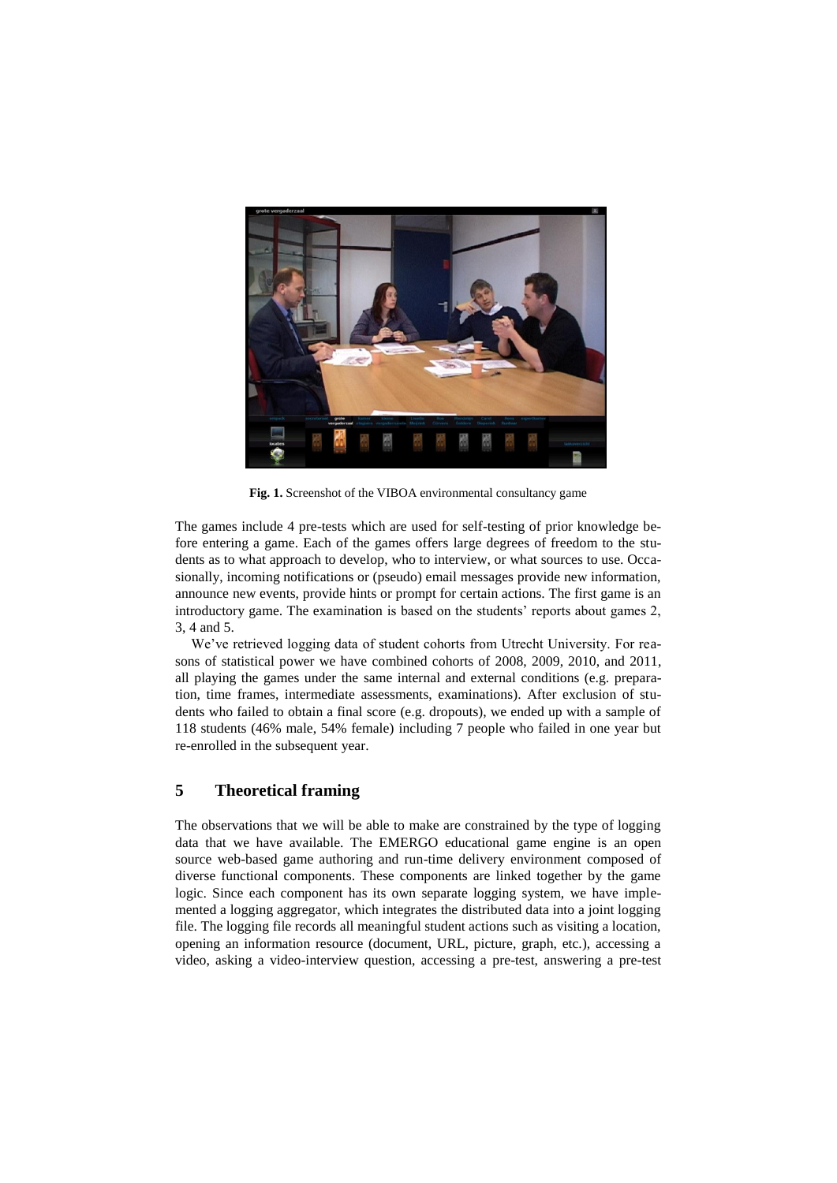**Fig. 1.** Screenshot of the VIBOA environmental consultancy game

The games include 4 pre-tests which are used for self-testing of prior knowledge before entering a game. Each of the games offers large degrees of freedom to the students as to what approach to develop, who to interview, or what sources to use. Occasionally, incoming notifications or (pseudo) email messages provide new information, announce new events, provide hints or prompt for certain actions. The first game is an introductory game. The examination is based on the students' reports about games 2, 3, 4 and 5.

We've retrieved logging data of student cohorts from Utrecht University. For reasons of statistical power we have combined cohorts of 2008, 2009, 2010, and 2011, all playing the games under the same internal and external conditions (e.g. preparation, time frames, intermediate assessments, examinations). After exclusion of students who failed to obtain a final score (e.g. dropouts), we ended up with a sample of 118 students (46% male, 54% female) including 7 people who failed in one year but re-enrolled in the subsequent year.

## 5 Theoretical framing

The observations that we will be able to make are constrained by the type of logging data that we have available. The EMERGO educational game engine is an open source web-based game authoring and run-time delivery environment composed of diverse functional components. These components are linked together by the game logic. Since each component has its own separate logging system, we have implemented a logging aggregator, which integrates the distributed data into a joint logging file. The logging file records all meaningful student actions such as visiting a location, opening an information resource (document, URL, picture, graph, etc.), accessing a video, asking a video-interview question, accessing a pre-test, answering a pre-test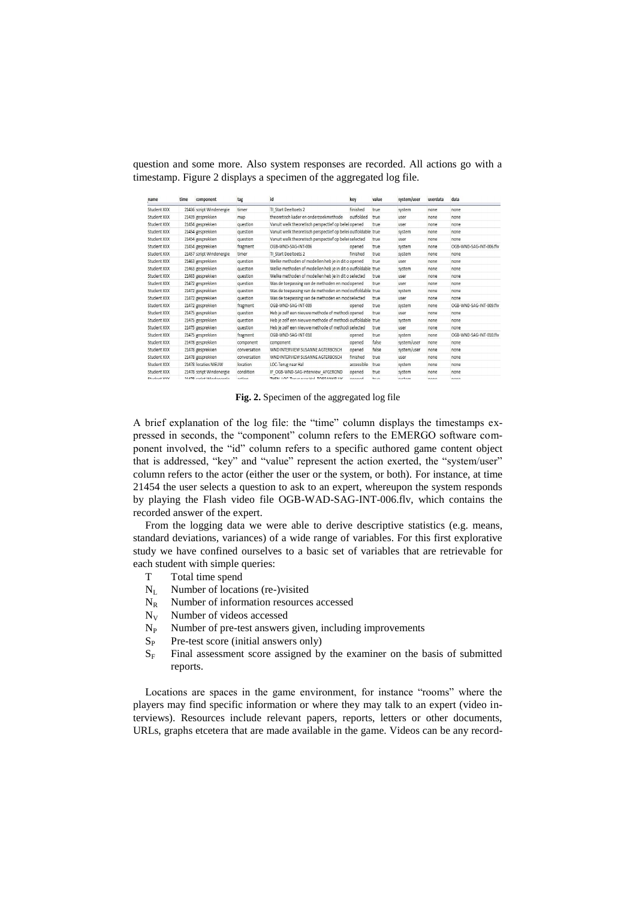question and some more. Also system responses are recorded. All actions go with a timestamp. Figure 2 displays a specimen of the aggregated log file.

| name | time | component | tag | id | key | value | system/user | userdata | data |
|---|---|---|---|---|---|---|---|---|---|
| Student XXX | 21436 | script Windenergie | timer | TI_Start Deeltoets 2 | finished | true | system | none | none |
| Student XXX | 21439 | gesprekken | map | theoretisch kader en onderzoekmethode | outfolded | true | user | none | none |
| Student XXX | 21454 | gesprekken | question | Vanuit welk theoretisch perspectief op belei | opened | true | user | none | none |
| Student XXX | 21454 | gesprekken | question | Vanuit welk theoretisch perspectief op belei | outfoldable | true | system | none | none |
| Student XXX | 21454 | gesprekken | question | Vanuit welk theoretisch perspectief op belei | selected | true | user | none | none |
| Student XXX | 21454 | gesprekken | fragment | OGB-WND-SAG-INT-006 | opened | true | system | none | OGB-WND-SAG-INT-006.flv |
| Student XXX | 21457 | script Windenergie | timer | TI_Start Deeltoets 2 | finished | true | system | none | none |
| Student XXX | 21463 | gesprekken | question | Welke methoden of modellen heb je in dit o | opened | true | user | none | none |
| Student XXX | 21463 | gesprekken | question | Welke methoden of modellen heb je in dit o | outfoldable | true | system | none | none |
| Student XXX | 21463 | gesprekken | question | Welke methoden of modellen heb je in dit o | selected | true | user | none | none |
| Student XXX | 21472 | gesprekken | question | Was de toepassing van de methoden en mod | opened | true | user | none | none |
| Student XXX | 21472 | gesprekken | question | Was de toepassing van de methoden en mod | outfoldable | true | system | none | none |
| Student XXX | 21472 | gesprekken | question | Was de toepassing van de methoden en mod | selected | true | user | none | none |
| Student XXX | 21472 | gesprekken | fragment | OGB-WND-SAG-INT-009 | opened | true | system | none | OGB-WND-SAG-INT-009.flv |
| Student XXX | 21475 | gesprekken | question | Heb je zelf een nieuwe methode of methodi | opened | true | user | none | none |
| Student XXX | 21475 | gesprekken | question | Heb je zelf een nieuwe methode of methodi | outfoldable | true | system | none | none |
| Student XXX | 21475 | gesprekken | question | Heb je zelf een nieuwe methode of methodi | selected | true | user | none | none |
| Student XXX | 21475 | gesprekken | fragment | OGB-WND-SAG-INT-010 | opened | true | system | none | OGB-WND-SAG-INT-010.flv |
| Student XXX | 21478 | gesprekken | component | component | opened | false | system/user | none | none |
| Student XXX | 21478 | gesprekken | conversation | WND INTERVIEW SUSANNE AGTERBOSCH | opened | false | system/user | none | none |
| Student XXX | 21478 | gesprekken | conversation | WND INTERVIEW SUSANNE AGTERBOSCH | finished | true | user | none | none |
| Student XXX | 21478 | locaties NIEUW | location | LOC-Terug naar Hal | accessible | true | system | none | none |
| Student XXX | 21478 | script Windenergie | condition | IF_OGB-WND-SAG-Interview_AFGEROND | opened | true | system | none | none |
| Student XXX | 21478 | script Windenergie | action | THEN_LOC-Terug naar Hal_TOEGANKELIJK | opened | true | system | none | none |

**Fig. 2.** Specimen of the aggregated log file

A brief explanation of the log file: the "time" column displays the timestamps expressed in seconds, the "component" column refers to the EMERGO software component involved, the "id" column refers to a specific authored game content object that is addressed, "key" and "value" represent the action exerted, the "system/user" column refers to the actor (either the user or the system, or both). For instance, at time 21454 the user selects a question to ask to an expert, whereupon the system responds by playing the Flash video file OGB-WAD-SAG-INT-006.flv, which contains the recorded answer of the expert.

From the logging data we were able to derive descriptive statistics (e.g. means, standard deviations, variances) of a wide range of variables. For this first explorative study we have confined ourselves to a basic set of variables that are retrievable for each student with simple queries:

- $T$ Total time spend
- $N_L$ Number of locations (re-)visited
- $N_R$ Number of information resources accessed
- $N_V$ Number of videos accessed
- $N_P$ Number of pre-test answers given, including improvements
- $S_P$ Pre-test score (initial answers only)
- $S_F$ Final assessment score assigned by the examiner on the basis of submitted reports.

Locations are spaces in the game environment, for instance "rooms" where the players may find specific information or where they may talk to an expert (video interviews). Resources include relevant papers, reports, letters or other documents, URLs, graphs etcetera that are made available in the game. Videos can be any record-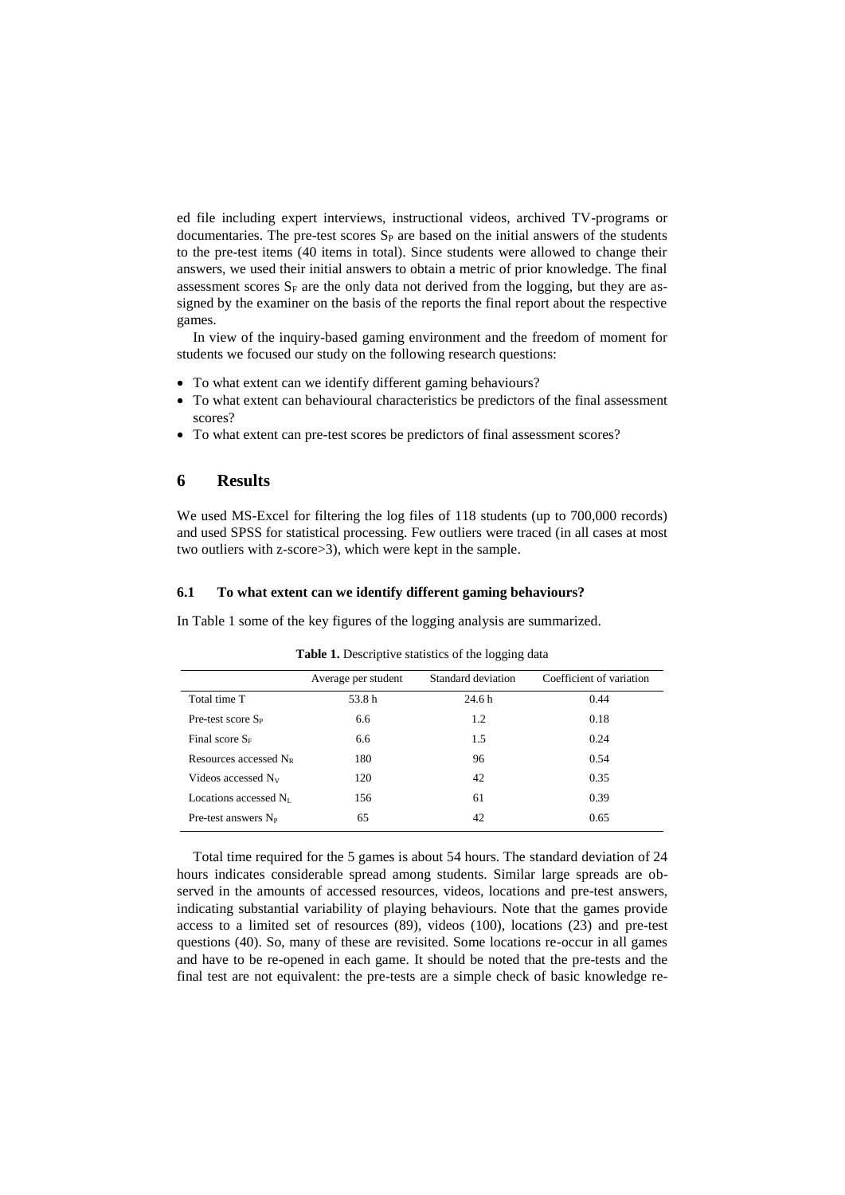ed file including expert interviews, instructional videos, archived TV-programs or documentaries. The pre-test scores $S_P$ are based on the initial answers of the students to the pre-test items (40 items in total). Since students were allowed to change their answers, we used their initial answers to obtain a metric of prior knowledge. The final assessment scores $S_F$ are the only data not derived from the logging, but they are assigned by the examiner on the basis of the reports the final report about the respective games.

In view of the inquiry-based gaming environment and the freedom of moment for students we focused our study on the following research questions:

- To what extent can we identify different gaming behaviours?
- To what extent can behavioural characteristics be predictors of the final assessment scores?
- To what extent can pre-test scores be predictors of final assessment scores?

## 6 Results

We used MS-Excel for filtering the log files of 118 students (up to 700,000 records) and used SPSS for statistical processing. Few outliers were traced (in all cases at most two outliers with z-score>3), which were kept in the sample.

### 6.1 To what extent can we identify different gaming behaviours?

In Table 1 some of the key figures of the logging analysis are summarized.

**Table 1.** Descriptive statistics of the logging data

| | Average per student | Standard deviation | Coefficient of variation |
|---|---|---|---|
| Total time T | 53.8 h | 24.6 h | 0.44 |
| Pre-test score $S_P$ | 6.6 | 1.2 | 0.18 |
| Final score $S_F$ | 6.6 | 1.5 | 0.24 |
| Resources accessed $N_R$ | 180 | 96 | 0.54 |
| Videos accessed $N_V$ | 120 | 42 | 0.35 |
| Locations accessed $N_L$ | 156 | 61 | 0.39 |
| Pre-test answers $N_P$ | 65 | 42 | 0.65 |

Total time required for the 5 games is about 54 hours. The standard deviation of 24 hours indicates considerable spread among students. Similar large spreads are observed in the amounts of accessed resources, videos, locations and pre-test answers, indicating substantial variability of playing behaviours. Note that the games provide access to a limited set of resources (89), videos (100), locations (23) and pre-test questions (40). So, many of these are revisited. Some locations re-occur in all games and have to be re-opened in each game. It should be noted that the pre-tests and the final test are not equivalent: the pre-tests are a simple check of basic knowledge re-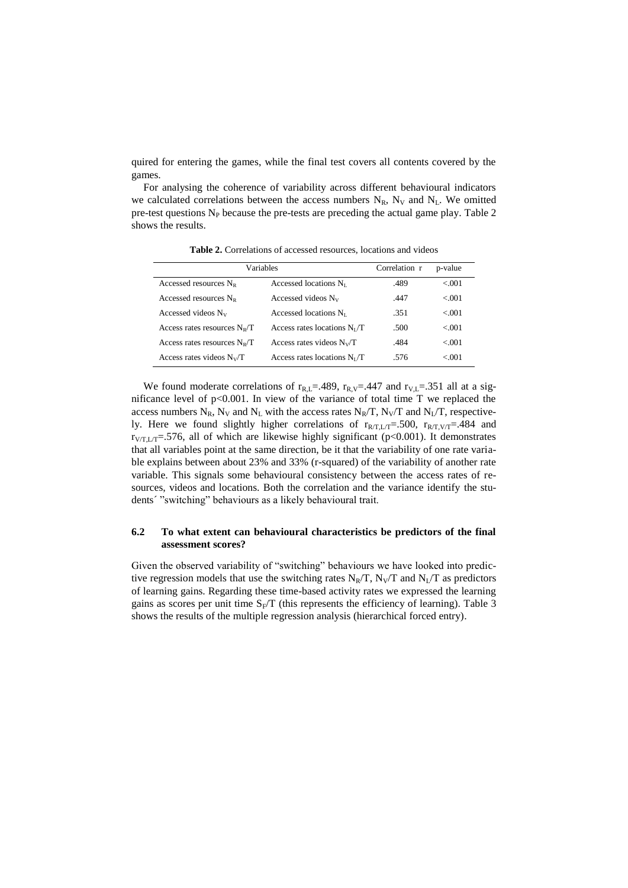quired for entering the games, while the final test covers all contents covered by the games.

For analysing the coherence of variability across different behavioural indicators we calculated correlations between the access numbers $N_R$, $N_V$ and $N_L$. We omitted pre-test questions $N_P$ because the pre-tests are preceding the actual game play. Table 2 shows the results.

**Table 2.** Correlations of accessed resources, locations and videos

| Variables | | Correlation r | p-value |
|---|---|---|---|
| Accessed resources $N_R$ | Accessed locations $N_L$ | .489 | <.001 |
| Accessed resources $N_R$ | Accessed videos $N_V$ | .447 | <.001 |
| Accessed videos $N_V$ | Accessed locations $N_L$ | .351 | <.001 |
| Access rates resources $N_R/T$ | Access rates locations $N_L/T$ | .500 | <.001 |
| Access rates resources $N_R/T$ | Access rates videos $N_V/T$ | .484 | <.001 |
| Access rates videos $N_V/T$ | Access rates locations $N_L/T$ | .576 | <.001 |

We found moderate correlations of $r_{R,L}$=.489, $r_{R,V}$=.447 and $r_{V,L}$=.351 all at a significance level of $p<0.001$. In view of the variance of total time T we replaced the access numbers $N_R$, $N_V$ and $N_L$ with the access rates $N_R/T$, $N_V/T$ and $N_L/T$, respectively. Here we found slightly higher correlations of $r_{R/T,L/T}$=.500, $r_{R/T,V/T}$=.484 and $r_{V/T,L/T}$=.576, all of which are likewise highly significant ($p<0.001$). It demonstrates that all variables point at the same direction, be it that the variability of one rate variable explains between about 23% and 33% (r-squared) of the variability of another rate variable. This signals some behavioural consistency between the access rates of resources, videos and locations. Both the correlation and the variance identify the students´ "switching" behaviours as a likely behavioural trait.

### 6.2 To what extent can behavioural characteristics be predictors of the final assessment scores?

Given the observed variability of "switching" behaviours we have looked into predictive regression models that use the switching rates $N_R/T$, $N_V/T$ and $N_L/T$ as predictors of learning gains. Regarding these time-based activity rates we expressed the learning gains as scores per unit time $S_F/T$ (this represents the efficiency of learning). Table 3 shows the results of the multiple regression analysis (hierarchical forced entry).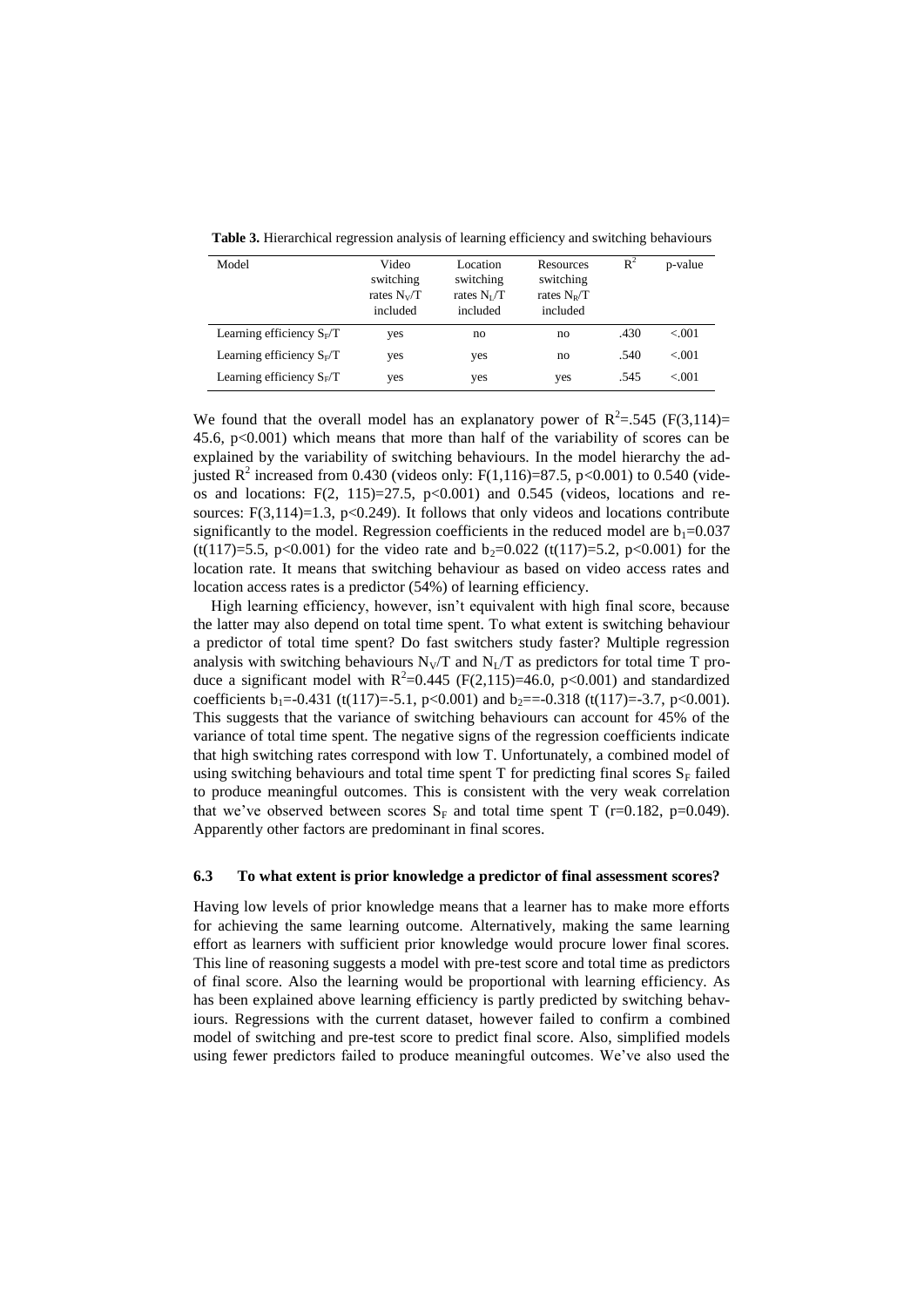**Table 3.** Hierarchical regression analysis of learning efficiency and switching behaviours

| Model | Video switching rates $N_V/T$ included | Location switching rates $N_L/T$ included | Resources switching rates $N_R/T$ included | $R^2$ | p-value |
|---|---|---|---|---|---|
| Learning efficiency $S_F/T$ | yes | no | no | .430 | <.001 |
| Learning efficiency $S_F/T$ | yes | yes | no | .540 | <.001 |
| Learning efficiency $S_F/T$ | yes | yes | yes | .545 | <.001 |

We found that the overall model has an explanatory power of $R^2$=.545 (F(3,114)= 45.6, p<0.001) which means that more than half of the variability of scores can be explained by the variability of switching behaviours. In the model hierarchy the adjusted $R^2$ increased from 0.430 (videos only: F(1,116)=87.5, p<0.001) to 0.540 (videos and locations: F(2, 115)=27.5, p<0.001) and 0.545 (videos, locations and resources: F(3,114)=1.3, p<0.249). It follows that only videos and locations contribute significantly to the model. Regression coefficients in the reduced model are $b_1$=0.037 (t(117)=5.5, p<0.001) for the video rate and $b_2$=0.022 (t(117)=5.2, p<0.001) for the location rate. It means that switching behaviour as based on video access rates and location access rates is a predictor (54%) of learning efficiency.

High learning efficiency, however, isn't equivalent with high final score, because the latter may also depend on total time spent. To what extent is switching behaviour a predictor of total time spent? Do fast switchers study faster? Multiple regression analysis with switching behaviours $N_V/T$ and $N_L/T$ as predictors for total time T produce a significant model with $R^2$=0.445 (F(2,115)=46.0, p<0.001) and standardized coefficients $b_1$=-0.431 (t(117)=-5.1, p<0.001) and $b_2$==-0.318 (t(117)=-3.7, p<0.001). This suggests that the variance of switching behaviours can account for 45% of the variance of total time spent. The negative signs of the regression coefficients indicate that high switching rates correspond with low T. Unfortunately, a combined model of using switching behaviours and total time spent T for predicting final scores $S_F$ failed to produce meaningful outcomes. This is consistent with the very weak correlation that we've observed between scores $S_F$ and total time spent T (r=0.182, p=0.049). Apparently other factors are predominant in final scores.

### 6.3 To what extent is prior knowledge a predictor of final assessment scores?

Having low levels of prior knowledge means that a learner has to make more efforts for achieving the same learning outcome. Alternatively, making the same learning effort as learners with sufficient prior knowledge would procure lower final scores. This line of reasoning suggests a model with pre-test score and total time as predictors of final score. Also the learning would be proportional with learning efficiency. As has been explained above learning efficiency is partly predicted by switching behaviours. Regressions with the current dataset, however failed to confirm a combined model of switching and pre-test score to predict final score. Also, simplified models using fewer predictors failed to produce meaningful outcomes. We've also used the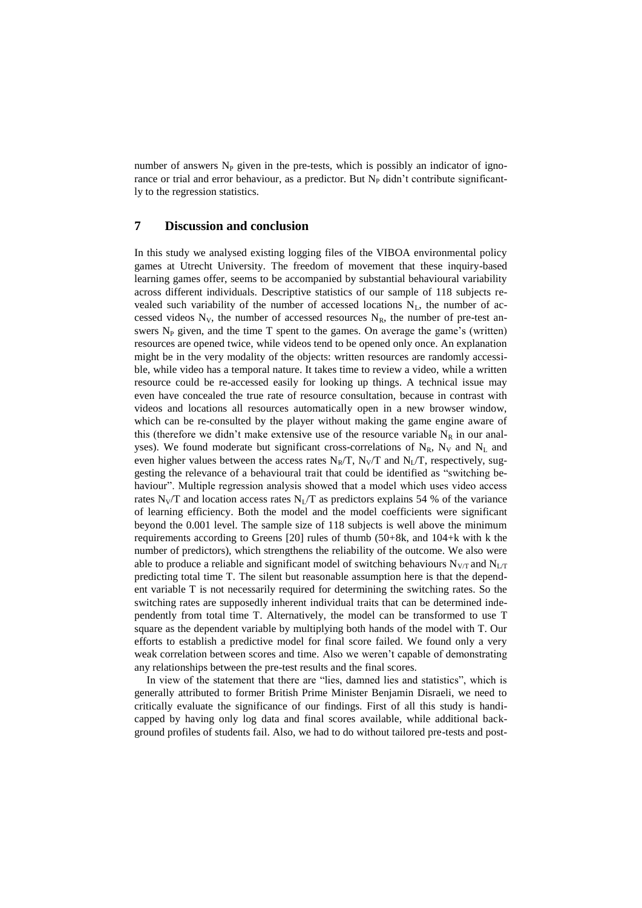number of answers $N_P$ given in the pre-tests, which is possibly an indicator of ignorance or trial and error behaviour, as a predictor. But $N_P$ didn't contribute significantly to the regression statistics.

## 7 Discussion and conclusion

In this study we analysed existing logging files of the VIBOA environmental policy games at Utrecht University. The freedom of movement that these inquiry-based learning games offer, seems to be accompanied by substantial behavioural variability across different individuals. Descriptive statistics of our sample of 118 subjects revealed such variability of the number of accessed locations $N_L$, the number of accessed videos $N_V$, the number of accessed resources $N_R$, the number of pre-test answers $N_P$ given, and the time T spent to the games. On average the game's (written) resources are opened twice, while videos tend to be opened only once. An explanation might be in the very modality of the objects: written resources are randomly accessible, while video has a temporal nature. It takes time to review a video, while a written resource could be re-accessed easily for looking up things. A technical issue may even have concealed the true rate of resource consultation, because in contrast with videos and locations all resources automatically open in a new browser window, which can be re-consulted by the player without making the game engine aware of this (therefore we didn't make extensive use of the resource variable $N_R$ in our analyses). We found moderate but significant cross-correlations of $N_R$, $N_V$ and $N_L$ and even higher values between the access rates $N_R/T$, $N_V/T$ and $N_L/T$, respectively, suggesting the relevance of a behavioural trait that could be identified as "switching behaviour". Multiple regression analysis showed that a model which uses video access rates $N_V/T$ and location access rates $N_L/T$ as predictors explains 54 % of the variance of learning efficiency. Both the model and the model coefficients were significant beyond the 0.001 level. The sample size of 118 subjects is well above the minimum requirements according to Greens [20] rules of thumb (50+8k, and 104+k with k the number of predictors), which strengthens the reliability of the outcome. We also were able to produce a reliable and significant model of switching behaviours $N_{V/T}$ and $N_{L/T}$ predicting total time T. The silent but reasonable assumption here is that the dependent variable T is not necessarily required for determining the switching rates. So the switching rates are supposedly inherent individual traits that can be determined independently from total time T. Alternatively, the model can be transformed to use T square as the dependent variable by multiplying both hands of the model with T. Our efforts to establish a predictive model for final score failed. We found only a very weak correlation between scores and time. Also we weren't capable of demonstrating any relationships between the pre-test results and the final scores.

In view of the statement that there are "lies, damned lies and statistics", which is generally attributed to former British Prime Minister Benjamin Disraeli, we need to critically evaluate the significance of our findings. First of all this study is handicapped by having only log data and final scores available, while additional background profiles of students fail. Also, we had to do without tailored pre-tests and post-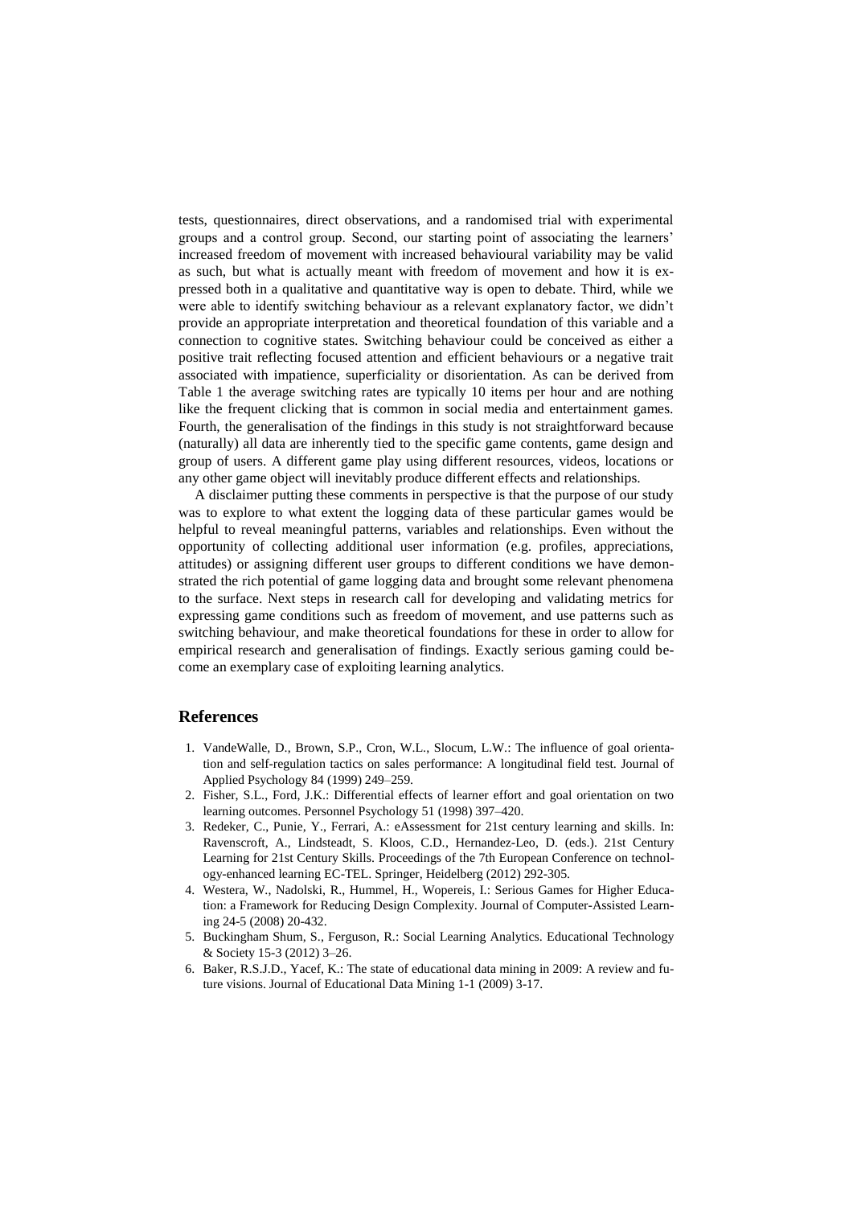tests, questionnaires, direct observations, and a randomised trial with experimental groups and a control group. Second, our starting point of associating the learners' increased freedom of movement with increased behavioural variability may be valid as such, but what is actually meant with freedom of movement and how it is expressed both in a qualitative and quantitative way is open to debate. Third, while we were able to identify switching behaviour as a relevant explanatory factor, we didn't provide an appropriate interpretation and theoretical foundation of this variable and a connection to cognitive states. Switching behaviour could be conceived as either a positive trait reflecting focused attention and efficient behaviours or a negative trait associated with impatience, superficiality or disorientation. As can be derived from Table 1 the average switching rates are typically 10 items per hour and are nothing like the frequent clicking that is common in social media and entertainment games. Fourth, the generalisation of the findings in this study is not straightforward because (naturally) all data are inherently tied to the specific game contents, game design and group of users. A different game play using different resources, videos, locations or any other game object will inevitably produce different effects and relationships.

A disclaimer putting these comments in perspective is that the purpose of our study was to explore to what extent the logging data of these particular games would be helpful to reveal meaningful patterns, variables and relationships. Even without the opportunity of collecting additional user information (e.g. profiles, appreciations, attitudes) or assigning different user groups to different conditions we have demonstrated the rich potential of game logging data and brought some relevant phenomena to the surface. Next steps in research call for developing and validating metrics for expressing game conditions such as freedom of movement, and use patterns such as switching behaviour, and make theoretical foundations for these in order to allow for empirical research and generalisation of findings. Exactly serious gaming could become an exemplary case of exploiting learning analytics.

## References

1. VandeWalle, D., Brown, S.P., Cron, W.L., Slocum, L.W.: The influence of goal orientation and self-regulation tactics on sales performance: A longitudinal field test. Journal of Applied Psychology 84 (1999) 249–259.
2. Fisher, S.L., Ford, J.K.: Differential effects of learner effort and goal orientation on two learning outcomes. Personnel Psychology 51 (1998) 397–420.
3. Redeker, C., Punie, Y., Ferrari, A.: eAssessment for 21st century learning and skills. In: Ravenscroft, A., Lindsteadt, S. Kloos, C.D., Hernandez-Leo, D. (eds.). 21st Century Learning for 21st Century Skills. Proceedings of the 7th European Conference on technology-enhanced learning EC-TEL. Springer, Heidelberg (2012) 292-305.
4. Westera, W., Nadolski, R., Hummel, H., Wopereis, I.: Serious Games for Higher Education: a Framework for Reducing Design Complexity. Journal of Computer-Assisted Learning 24-5 (2008) 20-432.
5. Buckingham Shum, S., Ferguson, R.: Social Learning Analytics. Educational Technology & Society 15-3 (2012) 3–26.
6. Baker, R.S.J.D., Yacef, K.: The state of educational data mining in 2009: A review and future visions. Journal of Educational Data Mining 1-1 (2009) 3-17.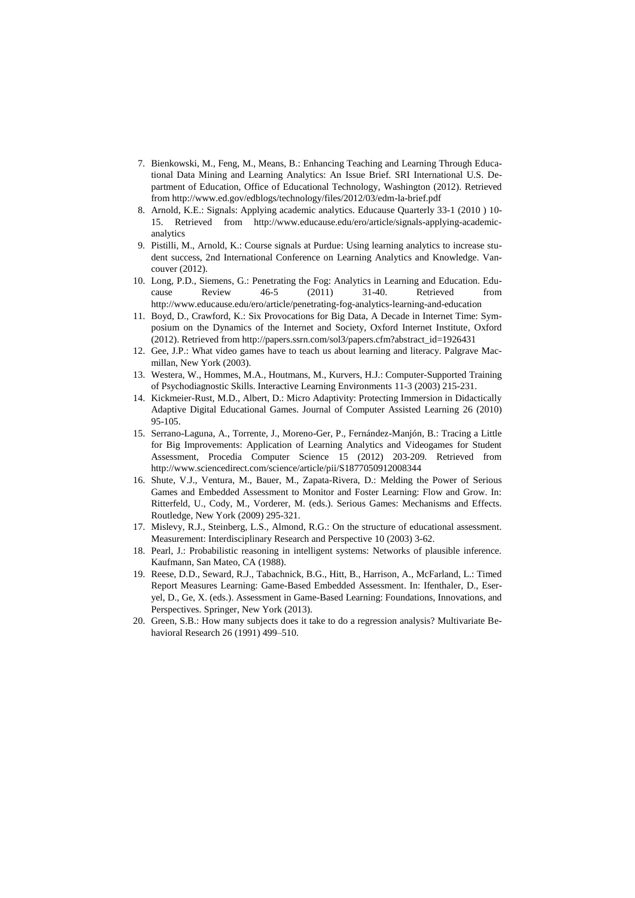7. Bienkowski, M., Feng, M., Means, B.: Enhancing Teaching and Learning Through Educational Data Mining and Learning Analytics: An Issue Brief. SRI International U.S. Department of Education, Office of Educational Technology, Washington (2012). Retrieved from http://www.ed.gov/edblogs/technology/files/2012/03/edm-la-brief.pdf
8. Arnold, K.E.: Signals: Applying academic analytics. Educause Quarterly 33-1 (2010 ) 10-15. Retrieved from http://www.educause.edu/ero/article/signals-applying-academic-analytics
9. Pistilli, M., Arnold, K.: Course signals at Purdue: Using learning analytics to increase student success, 2nd International Conference on Learning Analytics and Knowledge. Vancouver (2012).
10. Long, P.D., Siemens, G.: Penetrating the Fog: Analytics in Learning and Education. Educause Review 46-5 (2011) 31-40. Retrieved from http://www.educause.edu/ero/article/penetrating-fog-analytics-learning-and-education
11. Boyd, D., Crawford, K.: Six Provocations for Big Data, A Decade in Internet Time: Symposium on the Dynamics of the Internet and Society, Oxford Internet Institute, Oxford (2012). Retrieved from http://papers.ssrn.com/sol3/papers.cfm?abstract_id=1926431
12. Gee, J.P.: What video games have to teach us about learning and literacy. Palgrave Macmillan, New York (2003).
13. Westera, W., Hommes, M.A., Houtmans, M., Kurvers, H.J.: Computer-Supported Training of Psychodiagnostic Skills. Interactive Learning Environments 11-3 (2003) 215-231.
14. Kickmeier-Rust, M.D., Albert, D.: Micro Adaptivity: Protecting Immersion in Didactically Adaptive Digital Educational Games. Journal of Computer Assisted Learning 26 (2010) 95-105.
15. Serrano-Laguna, A., Torrente, J., Moreno-Ger, P., Fernández-Manjón, B.: Tracing a Little for Big Improvements: Application of Learning Analytics and Videogames for Student Assessment, Procedia Computer Science 15 (2012) 203-209. Retrieved from http://www.sciencedirect.com/science/article/pii/S1877050912008344
16. Shute, V.J., Ventura, M., Bauer, M., Zapata-Rivera, D.: Melding the Power of Serious Games and Embedded Assessment to Monitor and Foster Learning: Flow and Grow. In: Ritterfeld, U., Cody, M., Vorderer, M. (eds.). Serious Games: Mechanisms and Effects. Routledge, New York (2009) 295-321.
17. Mislevy, R.J., Steinberg, L.S., Almond, R.G.: On the structure of educational assessment. Measurement: Interdisciplinary Research and Perspective 10 (2003) 3-62.
18. Pearl, J.: Probabilistic reasoning in intelligent systems: Networks of plausible inference. Kaufmann, San Mateo, CA (1988).
19. Reese, D.D., Seward, R.J., Tabachnick, B.G., Hitt, B., Harrison, A., McFarland, L.: Timed Report Measures Learning: Game-Based Embedded Assessment. In: Ifenthaler, D., Eseryel, D., Ge, X. (eds.). Assessment in Game-Based Learning: Foundations, Innovations, and Perspectives. Springer, New York (2013).
20. Green, S.B.: How many subjects does it take to do a regression analysis? Multivariate Behavioral Research 26 (1991) 499–510.